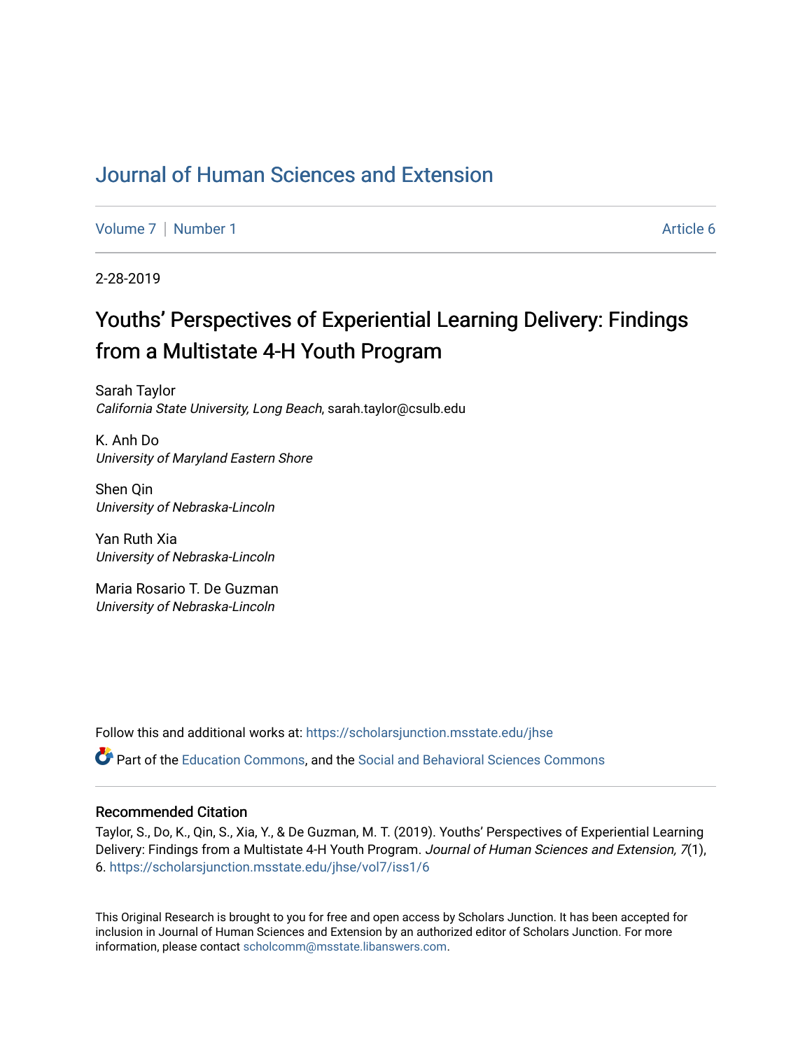# Journal of Human Sciences and Extension

Volume 7 | Number 1 Article 6

2-28-2019

## Youths' Perspectives of Experiential Learning Delivery: Findings from a Multistate 4-H Youth Program

Sarah Taylor
*California State University, Long Beach*, sarah.taylor@csulb.edu

K. Anh Do
*University of Maryland Eastern Shore*

Shen Qin
*University of Nebraska-Lincoln*

Yan Ruth Xia
*University of Nebraska-Lincoln*

Maria Rosario T. De Guzman
*University of Nebraska-Lincoln*

Follow this and additional works at: https://scholarsjunction.msstate.edu/jhse

Part of the Education Commons, and the Social and Behavioral Sciences Commons

### Recommended Citation

Taylor, S., Do, K., Qin, S., Xia, Y., & De Guzman, M. T. (2019). Youths' Perspectives of Experiential Learning Delivery: Findings from a Multistate 4-H Youth Program. *Journal of Human Sciences and Extension, 7*(1), 6. https://scholarsjunction.msstate.edu/jhse/vol7/iss1/6

This Original Research is brought to you for free and open access by Scholars Junction. It has been accepted for inclusion in Journal of Human Sciences and Extension by an authorized editor of Scholars Junction. For more information, please contact scholcomm@msstate.libanswers.com.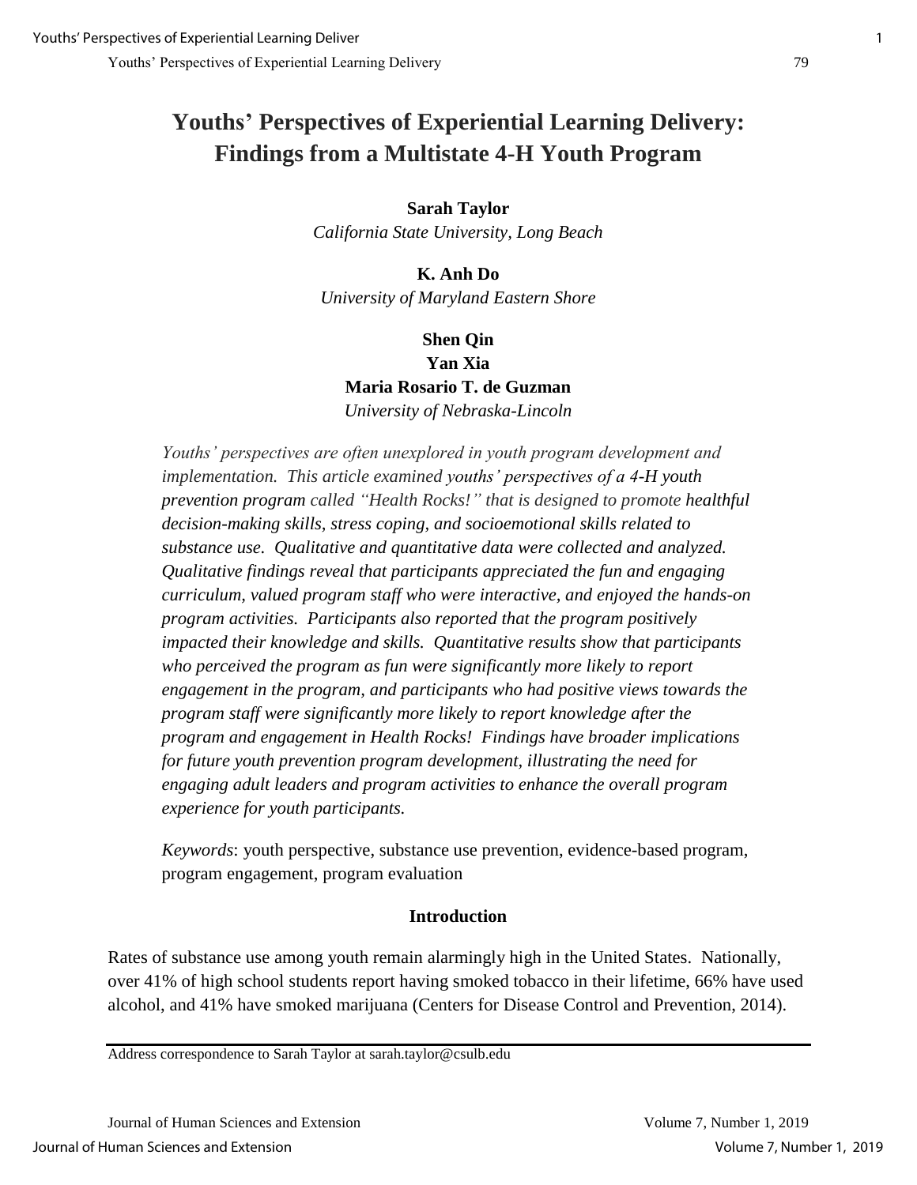# Youths' Perspectives of Experiential Learning Delivery: Findings from a Multistate 4-H Youth Program

**Sarah Taylor**
*California State University, Long Beach*

**K. Anh Do**
*University of Maryland Eastern Shore*

**Shen Qin**
**Yan Xia**
**Maria Rosario T. de Guzman**
*University of Nebraska-Lincoln*

*Youths' perspectives are often unexplored in youth program development and implementation. This article examined youths' perspectives of a 4-H youth prevention program called "Health Rocks!" that is designed to promote healthful decision-making skills, stress coping, and socioemotional skills related to substance use. Qualitative and quantitative data were collected and analyzed. Qualitative findings reveal that participants appreciated the fun and engaging curriculum, valued program staff who were interactive, and enjoyed the hands-on program activities. Participants also reported that the program positively impacted their knowledge and skills. Quantitative results show that participants who perceived the program as fun were significantly more likely to report engagement in the program, and participants who had positive views towards the program staff were significantly more likely to report knowledge after the program and engagement in Health Rocks! Findings have broader implications for future youth prevention program development, illustrating the need for engaging adult leaders and program activities to enhance the overall program experience for youth participants.*

*Keywords*: youth perspective, substance use prevention, evidence-based program, program engagement, program evaluation

## Introduction

Rates of substance use among youth remain alarmingly high in the United States. Nationally, over 41% of high school students report having smoked tobacco in their lifetime, 66% have used alcohol, and 41% have smoked marijuana (Centers for Disease Control and Prevention, 2014).

Address correspondence to Sarah Taylor at sarah.taylor@csulb.edu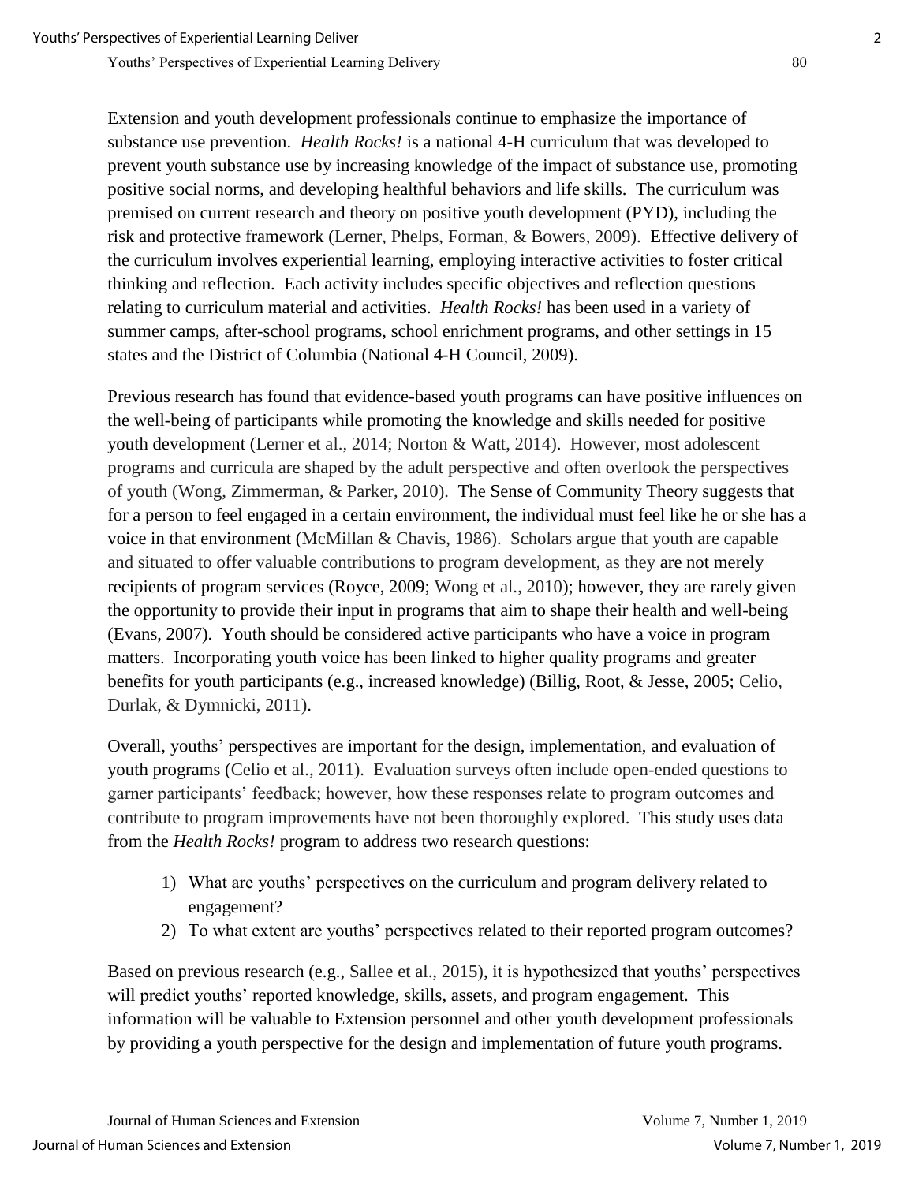Extension and youth development professionals continue to emphasize the importance of substance use prevention. *Health Rocks!* is a national 4-H curriculum that was developed to prevent youth substance use by increasing knowledge of the impact of substance use, promoting positive social norms, and developing healthful behaviors and life skills. The curriculum was premised on current research and theory on positive youth development (PYD), including the risk and protective framework (Lerner, Phelps, Forman, & Bowers, 2009). Effective delivery of the curriculum involves experiential learning, employing interactive activities to foster critical thinking and reflection. Each activity includes specific objectives and reflection questions relating to curriculum material and activities. *Health Rocks!* has been used in a variety of summer camps, after-school programs, school enrichment programs, and other settings in 15 states and the District of Columbia (National 4-H Council, 2009).

Previous research has found that evidence-based youth programs can have positive influences on the well-being of participants while promoting the knowledge and skills needed for positive youth development (Lerner et al., 2014; Norton & Watt, 2014). However, most adolescent programs and curricula are shaped by the adult perspective and often overlook the perspectives of youth (Wong, Zimmerman, & Parker, 2010). The Sense of Community Theory suggests that for a person to feel engaged in a certain environment, the individual must feel like he or she has a voice in that environment (McMillan & Chavis, 1986). Scholars argue that youth are capable and situated to offer valuable contributions to program development, as they are not merely recipients of program services (Royce, 2009; Wong et al., 2010); however, they are rarely given the opportunity to provide their input in programs that aim to shape their health and well-being (Evans, 2007). Youth should be considered active participants who have a voice in program matters. Incorporating youth voice has been linked to higher quality programs and greater benefits for youth participants (e.g., increased knowledge) (Billig, Root, & Jesse, 2005; Celio, Durlak, & Dymnicki, 2011).

Overall, youths' perspectives are important for the design, implementation, and evaluation of youth programs (Celio et al., 2011). Evaluation surveys often include open-ended questions to garner participants' feedback; however, how these responses relate to program outcomes and contribute to program improvements have not been thoroughly explored. This study uses data from the *Health Rocks!* program to address two research questions:

1) What are youths' perspectives on the curriculum and program delivery related to engagement?
2) To what extent are youths' perspectives related to their reported program outcomes?

Based on previous research (e.g., Sallee et al., 2015), it is hypothesized that youths' perspectives will predict youths' reported knowledge, skills, assets, and program engagement. This information will be valuable to Extension personnel and other youth development professionals by providing a youth perspective for the design and implementation of future youth programs.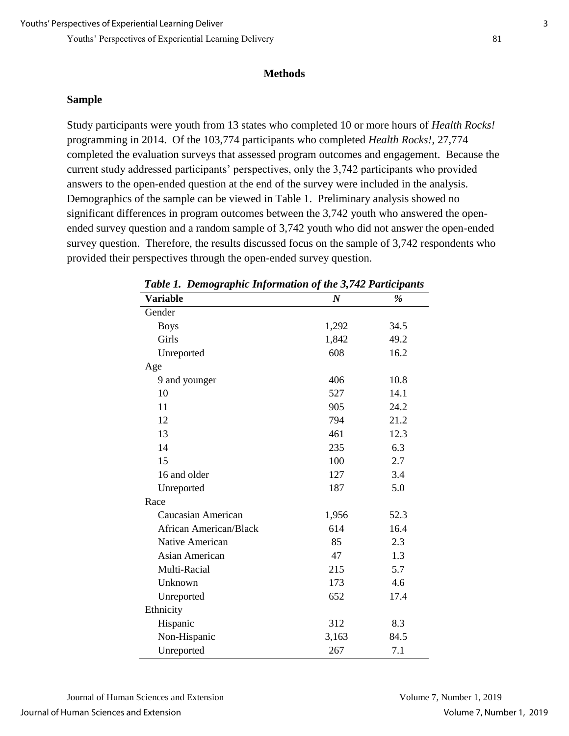## Methods

### Sample

Study participants were youth from 13 states who completed 10 or more hours of *Health Rocks!* programming in 2014. Of the 103,774 participants who completed *Health Rocks!*, 27,774 completed the evaluation surveys that assessed program outcomes and engagement. Because the current study addressed participants' perspectives, only the 3,742 participants who provided answers to the open-ended question at the end of the survey were included in the analysis. Demographics of the sample can be viewed in Table 1. Preliminary analysis showed no significant differences in program outcomes between the 3,742 youth who answered the open-ended survey question and a random sample of 3,742 youth who did not answer the open-ended survey question. Therefore, the results discussed focus on the sample of 3,742 respondents who provided their perspectives through the open-ended survey question.

***Table 1. Demographic Information of the 3,742 Participants***

| Variable | *N* | % |
|---|---|---|
| Gender | | |
| Boys | 1,292 | 34.5 |
| Girls | 1,842 | 49.2 |
| Unreported | 608 | 16.2 |
| Age | | |
| 9 and younger | 406 | 10.8 |
| 10 | 527 | 14.1 |
| 11 | 905 | 24.2 |
| 12 | 794 | 21.2 |
| 13 | 461 | 12.3 |
| 14 | 235 | 6.3 |
| 15 | 100 | 2.7 |
| 16 and older | 127 | 3.4 |
| Unreported | 187 | 5.0 |
| Race | | |
| Caucasian American | 1,956 | 52.3 |
| African American/Black | 614 | 16.4 |
| Native American | 85 | 2.3 |
| Asian American | 47 | 1.3 |
| Multi-Racial | 215 | 5.7 |
| Unknown | 173 | 4.6 |
| Unreported | 652 | 17.4 |
| Ethnicity | | |
| Hispanic | 312 | 8.3 |
| Non-Hispanic | 3,163 | 84.5 |
| Unreported | 267 | 7.1 |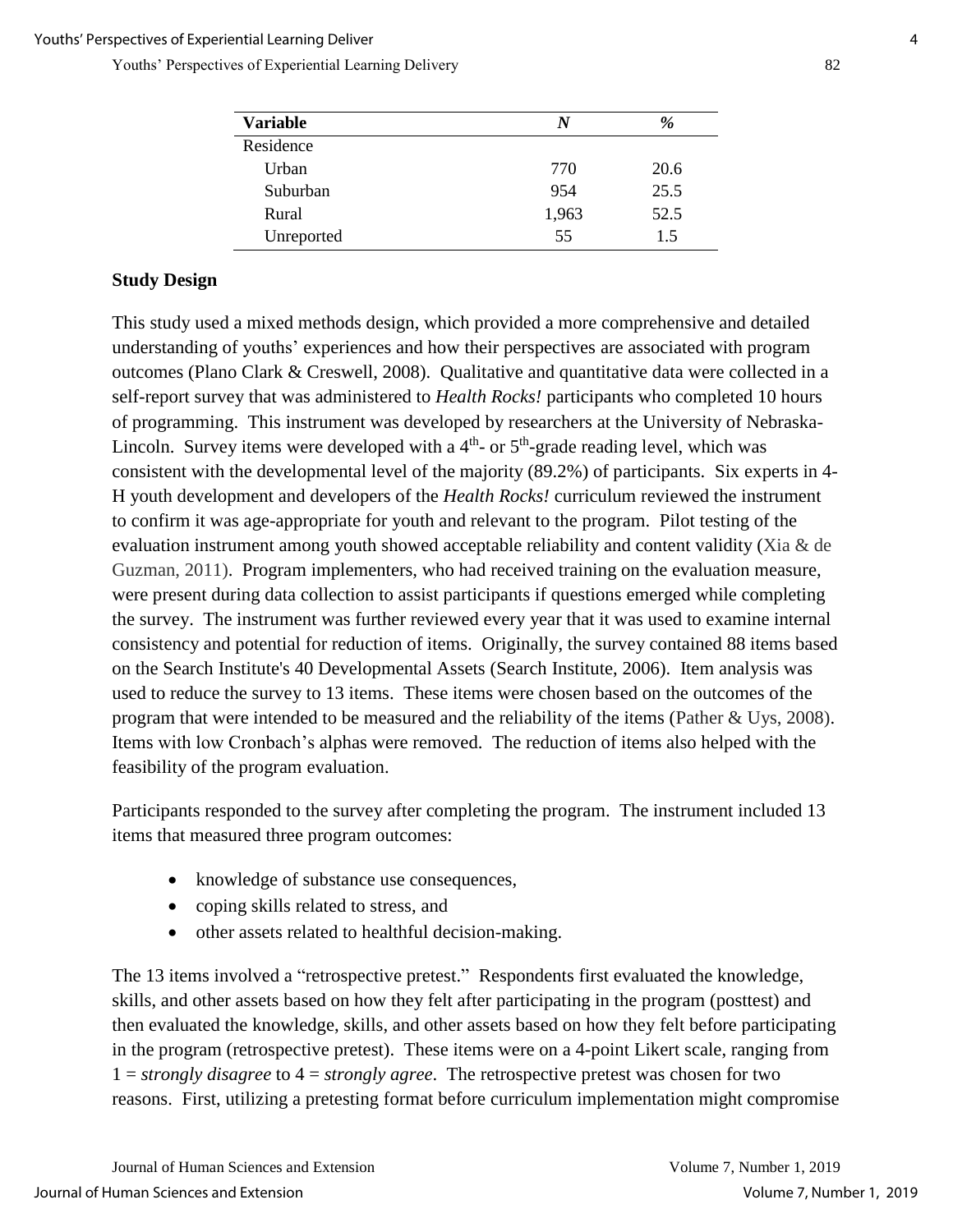| Variable | *N* | % |
|---|---|---|
| Residence | | |
| Urban | 770 | 20.6 |
| Suburban | 954 | 25.5 |
| Rural | 1,963 | 52.5 |
| Unreported | 55 | 1.5 |

### Study Design

This study used a mixed methods design, which provided a more comprehensive and detailed understanding of youths' experiences and how their perspectives are associated with program outcomes (Plano Clark & Creswell, 2008). Qualitative and quantitative data were collected in a self-report survey that was administered to *Health Rocks!* participants who completed 10 hours of programming. This instrument was developed by researchers at the University of Nebraska-Lincoln. Survey items were developed with a 4th- or 5th-grade reading level, which was consistent with the developmental level of the majority (89.2%) of participants. Six experts in 4-H youth development and developers of the *Health Rocks!* curriculum reviewed the instrument to confirm it was age-appropriate for youth and relevant to the program. Pilot testing of the evaluation instrument among youth showed acceptable reliability and content validity (Xia & de Guzman, 2011). Program implementers, who had received training on the evaluation measure, were present during data collection to assist participants if questions emerged while completing the survey. The instrument was further reviewed every year that it was used to examine internal consistency and potential for reduction of items. Originally, the survey contained 88 items based on the Search Institute's 40 Developmental Assets (Search Institute, 2006). Item analysis was used to reduce the survey to 13 items. These items were chosen based on the outcomes of the program that were intended to be measured and the reliability of the items (Pather & Uys, 2008). Items with low Cronbach's alphas were removed. The reduction of items also helped with the feasibility of the program evaluation.

Participants responded to the survey after completing the program. The instrument included 13 items that measured three program outcomes:

- knowledge of substance use consequences,
- coping skills related to stress, and
- other assets related to healthful decision-making.

The 13 items involved a "retrospective pretest." Respondents first evaluated the knowledge, skills, and other assets based on how they felt after participating in the program (posttest) and then evaluated the knowledge, skills, and other assets based on how they felt before participating in the program (retrospective pretest). These items were on a 4-point Likert scale, ranging from 1 = *strongly disagree* to 4 = *strongly agree*. The retrospective pretest was chosen for two reasons. First, utilizing a pretesting format before curriculum implementation might compromise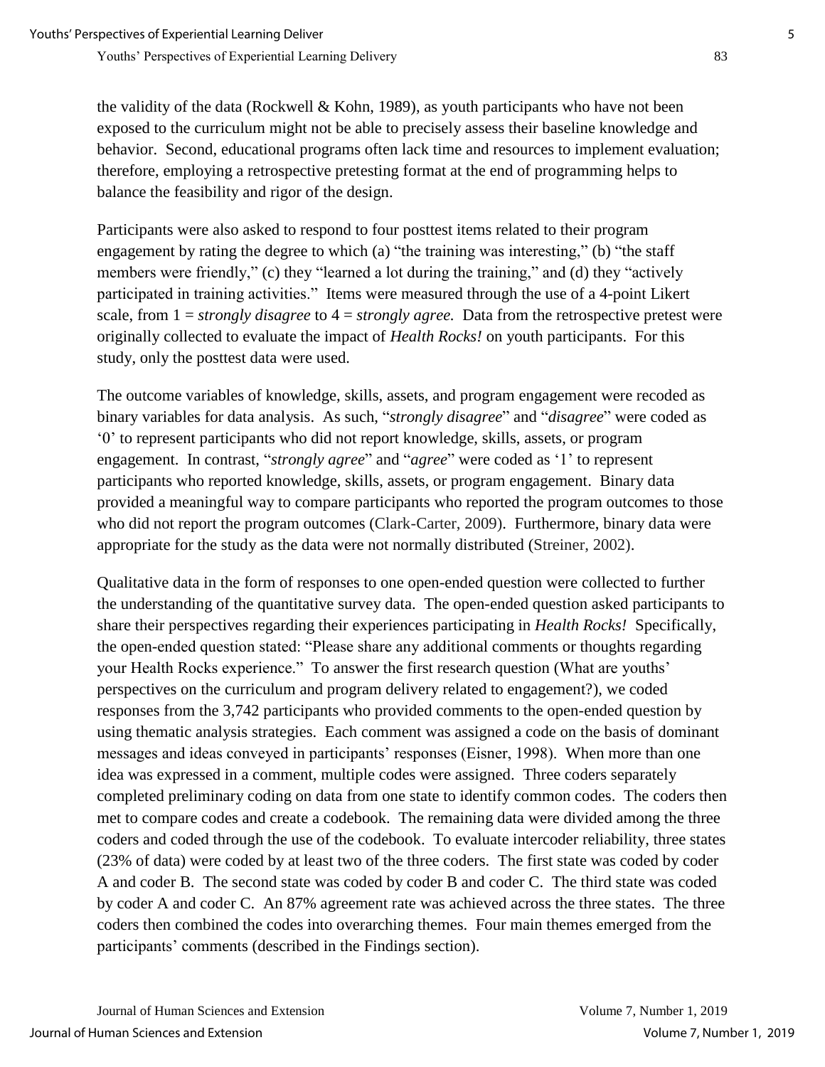the validity of the data (Rockwell & Kohn, 1989), as youth participants who have not been exposed to the curriculum might not be able to precisely assess their baseline knowledge and behavior. Second, educational programs often lack time and resources to implement evaluation; therefore, employing a retrospective pretesting format at the end of programming helps to balance the feasibility and rigor of the design.

Participants were also asked to respond to four posttest items related to their program engagement by rating the degree to which (a) "the training was interesting," (b) "the staff members were friendly," (c) they "learned a lot during the training," and (d) they "actively participated in training activities." Items were measured through the use of a 4-point Likert scale, from 1 = *strongly disagree* to 4 = *strongly agree.* Data from the retrospective pretest were originally collected to evaluate the impact of *Health Rocks!* on youth participants. For this study, only the posttest data were used.

The outcome variables of knowledge, skills, assets, and program engagement were recoded as binary variables for data analysis. As such, "*strongly disagree*" and "*disagree*" were coded as '0' to represent participants who did not report knowledge, skills, assets, or program engagement. In contrast, "*strongly agree*" and "*agree*" were coded as '1' to represent participants who reported knowledge, skills, assets, or program engagement. Binary data provided a meaningful way to compare participants who reported the program outcomes to those who did not report the program outcomes (Clark-Carter, 2009). Furthermore, binary data were appropriate for the study as the data were not normally distributed (Streiner, 2002).

Qualitative data in the form of responses to one open-ended question were collected to further the understanding of the quantitative survey data. The open-ended question asked participants to share their perspectives regarding their experiences participating in *Health Rocks!* Specifically, the open-ended question stated: "Please share any additional comments or thoughts regarding your Health Rocks experience." To answer the first research question (What are youths' perspectives on the curriculum and program delivery related to engagement?), we coded responses from the 3,742 participants who provided comments to the open-ended question by using thematic analysis strategies. Each comment was assigned a code on the basis of dominant messages and ideas conveyed in participants' responses (Eisner, 1998). When more than one idea was expressed in a comment, multiple codes were assigned. Three coders separately completed preliminary coding on data from one state to identify common codes. The coders then met to compare codes and create a codebook. The remaining data were divided among the three coders and coded through the use of the codebook. To evaluate intercoder reliability, three states (23% of data) were coded by at least two of the three coders. The first state was coded by coder A and coder B. The second state was coded by coder B and coder C. The third state was coded by coder A and coder C. An 87% agreement rate was achieved across the three states. The three coders then combined the codes into overarching themes. Four main themes emerged from the participants' comments (described in the Findings section).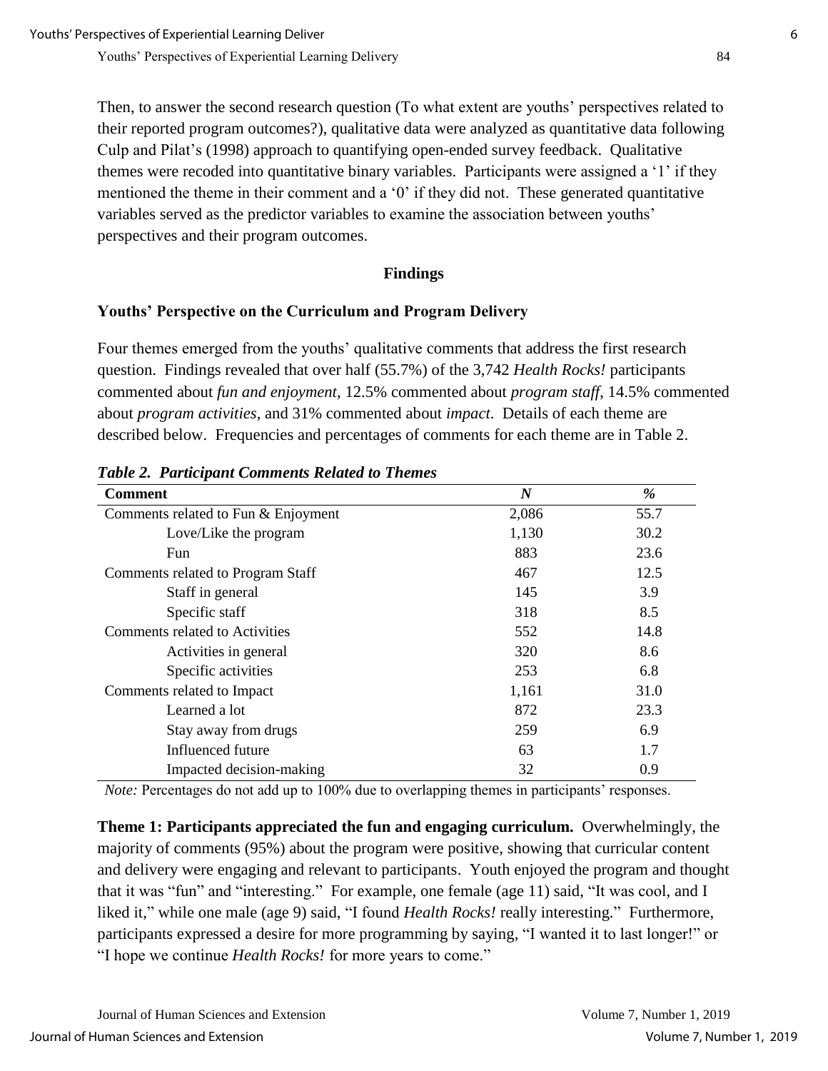Then, to answer the second research question (To what extent are youths' perspectives related to their reported program outcomes?), qualitative data were analyzed as quantitative data following Culp and Pilat's (1998) approach to quantifying open-ended survey feedback. Qualitative themes were recoded into quantitative binary variables. Participants were assigned a '1' if they mentioned the theme in their comment and a '0' if they did not. These generated quantitative variables served as the predictor variables to examine the association between youths' perspectives and their program outcomes.

## Findings

### Youths' Perspective on the Curriculum and Program Delivery

Four themes emerged from the youths' qualitative comments that address the first research question. Findings revealed that over half (55.7%) of the 3,742 *Health Rocks!* participants commented about *fun and enjoyment*, 12.5% commented about *program staff*, 14.5% commented about *program activities*, and 31% commented about *impact*. Details of each theme are described below. Frequencies and percentages of comments for each theme are in Table 2.

***Table 2. Participant Comments Related to Themes***

| **Comment** | ***N*** | ***%*** |
|---|---|---|
| Comments related to Fun & Enjoyment | 2,086 | 55.7 |
| Love/Like the program | 1,130 | 30.2 |
| Fun | 883 | 23.6 |
| Comments related to Program Staff | 467 | 12.5 |
| Staff in general | 145 | 3.9 |
| Specific staff | 318 | 8.5 |
| Comments related to Activities | 552 | 14.8 |
| Activities in general | 320 | 8.6 |
| Specific activities | 253 | 6.8 |
| Comments related to Impact | 1,161 | 31.0 |
| Learned a lot | 872 | 23.3 |
| Stay away from drugs | 259 | 6.9 |
| Influenced future | 63 | 1.7 |
| Impacted decision-making | 32 | 0.9 |

*Note:* Percentages do not add up to 100% due to overlapping themes in participants' responses.

**Theme 1: Participants appreciated the fun and engaging curriculum.** Overwhelmingly, the majority of comments (95%) about the program were positive, showing that curricular content and delivery were engaging and relevant to participants. Youth enjoyed the program and thought that it was "fun" and "interesting." For example, one female (age 11) said, "It was cool, and I liked it," while one male (age 9) said, "I found *Health Rocks!* really interesting." Furthermore, participants expressed a desire for more programming by saying, "I wanted it to last longer!" or "I hope we continue *Health Rocks!* for more years to come."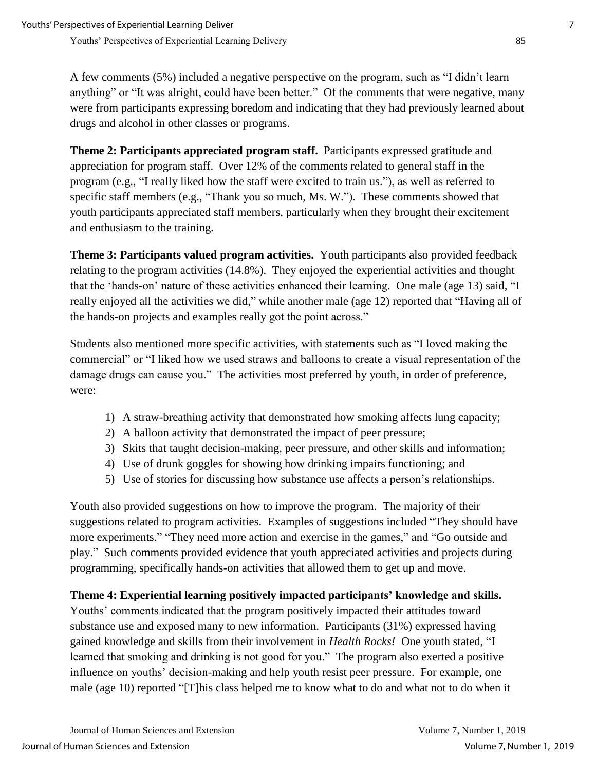A few comments (5%) included a negative perspective on the program, such as "I didn't learn anything" or "It was alright, could have been better." Of the comments that were negative, many were from participants expressing boredom and indicating that they had previously learned about drugs and alcohol in other classes or programs.

**Theme 2: Participants appreciated program staff.** Participants expressed gratitude and appreciation for program staff. Over 12% of the comments related to general staff in the program (e.g., "I really liked how the staff were excited to train us."), as well as referred to specific staff members (e.g., "Thank you so much, Ms. W."). These comments showed that youth participants appreciated staff members, particularly when they brought their excitement and enthusiasm to the training.

**Theme 3: Participants valued program activities.** Youth participants also provided feedback relating to the program activities (14.8%). They enjoyed the experiential activities and thought that the 'hands-on' nature of these activities enhanced their learning. One male (age 13) said, "I really enjoyed all the activities we did," while another male (age 12) reported that "Having all of the hands-on projects and examples really got the point across."

Students also mentioned more specific activities, with statements such as "I loved making the commercial" or "I liked how we used straws and balloons to create a visual representation of the damage drugs can cause you." The activities most preferred by youth, in order of preference, were:

1) A straw-breathing activity that demonstrated how smoking affects lung capacity;
2) A balloon activity that demonstrated the impact of peer pressure;
3) Skits that taught decision-making, peer pressure, and other skills and information;
4) Use of drunk goggles for showing how drinking impairs functioning; and
5) Use of stories for discussing how substance use affects a person's relationships.

Youth also provided suggestions on how to improve the program. The majority of their suggestions related to program activities. Examples of suggestions included "They should have more experiments," "They need more action and exercise in the games," and "Go outside and play." Such comments provided evidence that youth appreciated activities and projects during programming, specifically hands-on activities that allowed them to get up and move.

**Theme 4: Experiential learning positively impacted participants' knowledge and skills.** Youths' comments indicated that the program positively impacted their attitudes toward substance use and exposed many to new information. Participants (31%) expressed having gained knowledge and skills from their involvement in *Health Rocks!* One youth stated, "I learned that smoking and drinking is not good for you." The program also exerted a positive influence on youths' decision-making and help youth resist peer pressure. For example, one male (age 10) reported "[T]his class helped me to know what to do and what not to do when it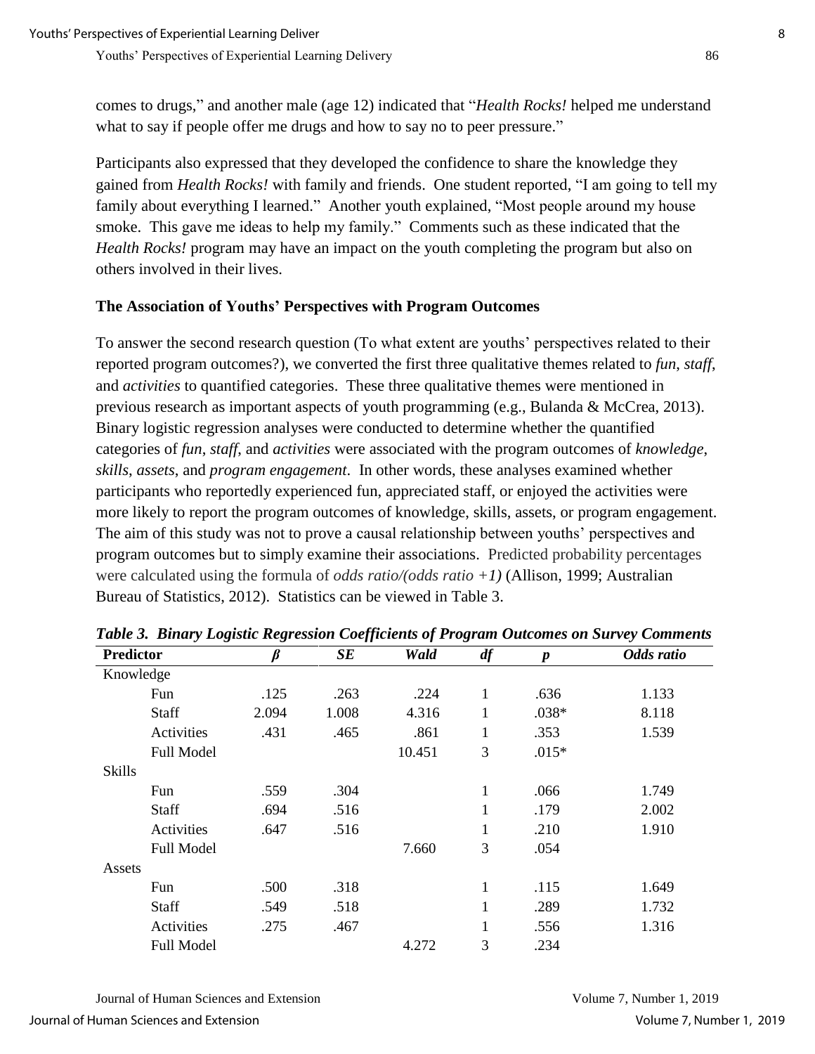comes to drugs," and another male (age 12) indicated that "*Health Rocks!* helped me understand what to say if people offer me drugs and how to say no to peer pressure."

Participants also expressed that they developed the confidence to share the knowledge they gained from *Health Rocks!* with family and friends. One student reported, "I am going to tell my family about everything I learned." Another youth explained, "Most people around my house smoke. This gave me ideas to help my family." Comments such as these indicated that the *Health Rocks!* program may have an impact on the youth completing the program but also on others involved in their lives.

### The Association of Youths' Perspectives with Program Outcomes

To answer the second research question (To what extent are youths' perspectives related to their reported program outcomes?), we converted the first three qualitative themes related to *fun*, *staff*, and *activities* to quantified categories. These three qualitative themes were mentioned in previous research as important aspects of youth programming (e.g., Bulanda & McCrea, 2013). Binary logistic regression analyses were conducted to determine whether the quantified categories of *fun*, *staff*, and *activities* were associated with the program outcomes of *knowledge*, *skills*, *assets*, and *program engagement*. In other words, these analyses examined whether participants who reportedly experienced fun, appreciated staff, or enjoyed the activities were more likely to report the program outcomes of knowledge, skills, assets, or program engagement. The aim of this study was not to prove a causal relationship between youths' perspectives and program outcomes but to simply examine their associations. Predicted probability percentages were calculated using the formula of *odds ratio/(odds ratio +1)* (Allison, 1999; Australian Bureau of Statistics, 2012). Statistics can be viewed in Table 3.

***Table 3. Binary Logistic Regression Coefficients of Program Outcomes on Survey Comments***

| Predictor | $\beta$ | *SE* | *Wald* | *df* | *p* | *Odds ratio* |
|---|---|---|---|---|---|---|
| Knowledge | | | | | | |
| Fun | .125 | .263 | .224 | 1 | .636 | 1.133 |
| Staff | 2.094 | 1.008 | 4.316 | 1 | .038* | 8.118 |
| Activities | .431 | .465 | .861 | 1 | .353 | 1.539 |
| Full Model | | | 10.451 | 3 | .015* | |
| Skills | | | | | | |
| Fun | .559 | .304 | | 1 | .066 | 1.749 |
| Staff | .694 | .516 | | 1 | .179 | 2.002 |
| Activities | .647 | .516 | | 1 | .210 | 1.910 |
| Full Model | | | 7.660 | 3 | .054 | |
| Assets | | | | | | |
| Fun | .500 | .318 | | 1 | .115 | 1.649 |
| Staff | .549 | .518 | | 1 | .289 | 1.732 |
| Activities | .275 | .467 | | 1 | .556 | 1.316 |
| Full Model | | | 4.272 | 3 | .234 | |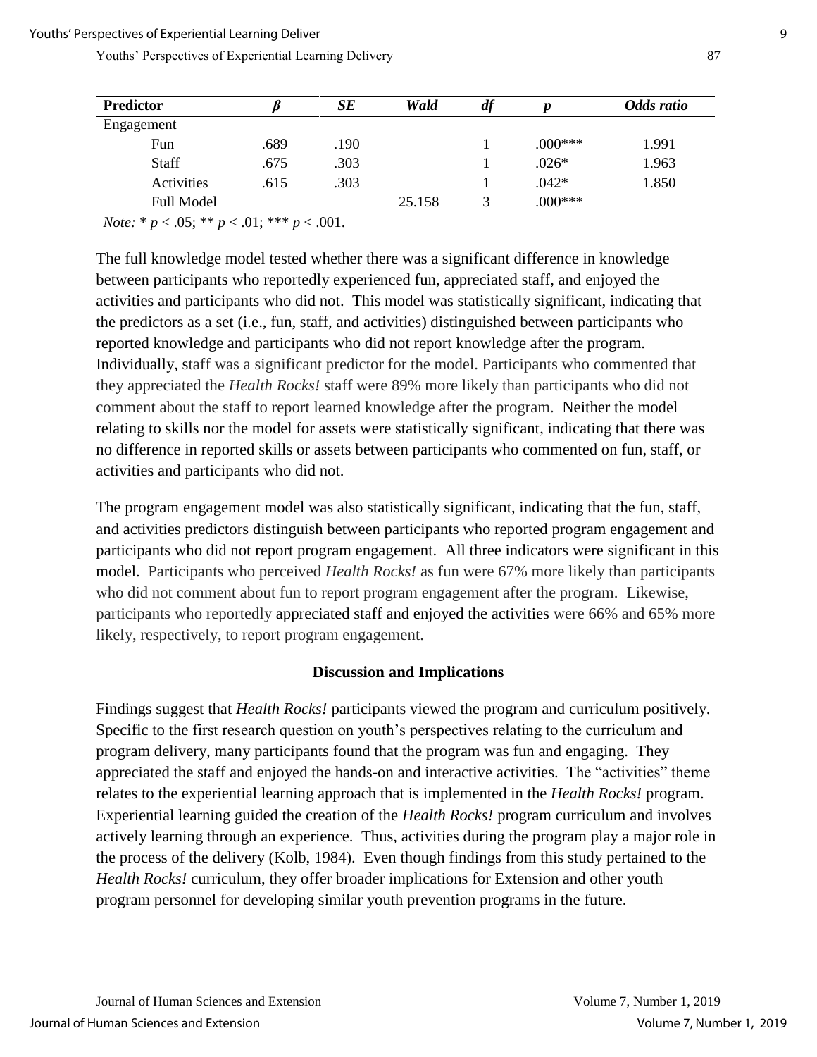| **Predictor** | ***β*** | ***SE*** | ***Wald*** | ***df*** | ***p*** | ***Odds ratio*** |
|---|---|---|---|---|---|---|
| Engagement | | | | | | |
| Fun | .689 | .190 | | 1 | .000*** | 1.991 |
| Staff | .675 | .303 | | 1 | .026* | 1.963 |
| Activities | .615 | .303 | | 1 | .042* | 1.850 |
| Full Model | | | 25.158 | 3 | .000*** | |

*Note:* * $p < .05$; ** $p < .01$; *** $p < .001$.

The full knowledge model tested whether there was a significant difference in knowledge between participants who reportedly experienced fun, appreciated staff, and enjoyed the activities and participants who did not. This model was statistically significant, indicating that the predictors as a set (i.e., fun, staff, and activities) distinguished between participants who reported knowledge and participants who did not report knowledge after the program. Individually, staff was a significant predictor for the model. Participants who commented that they appreciated the *Health Rocks!* staff were 89% more likely than participants who did not comment about the staff to report learned knowledge after the program. Neither the model relating to skills nor the model for assets were statistically significant, indicating that there was no difference in reported skills or assets between participants who commented on fun, staff, or activities and participants who did not.

The program engagement model was also statistically significant, indicating that the fun, staff, and activities predictors distinguish between participants who reported program engagement and participants who did not report program engagement. All three indicators were significant in this model. Participants who perceived *Health Rocks!* as fun were 67% more likely than participants who did not comment about fun to report program engagement after the program. Likewise, participants who reportedly appreciated staff and enjoyed the activities were 66% and 65% more likely, respectively, to report program engagement.

## Discussion and Implications

Findings suggest that *Health Rocks!* participants viewed the program and curriculum positively. Specific to the first research question on youth's perspectives relating to the curriculum and program delivery, many participants found that the program was fun and engaging. They appreciated the staff and enjoyed the hands-on and interactive activities. The "activities" theme relates to the experiential learning approach that is implemented in the *Health Rocks!* program. Experiential learning guided the creation of the *Health Rocks!* program curriculum and involves actively learning through an experience. Thus, activities during the program play a major role in the process of the delivery (Kolb, 1984). Even though findings from this study pertained to the *Health Rocks!* curriculum, they offer broader implications for Extension and other youth program personnel for developing similar youth prevention programs in the future.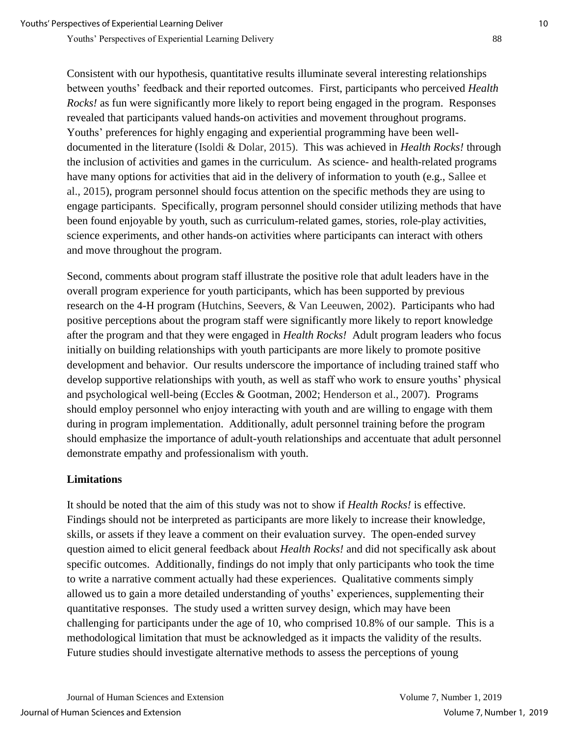Consistent with our hypothesis, quantitative results illuminate several interesting relationships between youths' feedback and their reported outcomes. First, participants who perceived *Health Rocks!* as fun were significantly more likely to report being engaged in the program. Responses revealed that participants valued hands-on activities and movement throughout programs. Youths' preferences for highly engaging and experiential programming have been well-documented in the literature (Isoldi & Dolar, 2015). This was achieved in *Health Rocks!* through the inclusion of activities and games in the curriculum. As science- and health-related programs have many options for activities that aid in the delivery of information to youth (e.g., Sallee et al., 2015), program personnel should focus attention on the specific methods they are using to engage participants. Specifically, program personnel should consider utilizing methods that have been found enjoyable by youth, such as curriculum-related games, stories, role-play activities, science experiments, and other hands-on activities where participants can interact with others and move throughout the program.

Second, comments about program staff illustrate the positive role that adult leaders have in the overall program experience for youth participants, which has been supported by previous research on the 4-H program (Hutchins, Seevers, & Van Leeuwen, 2002). Participants who had positive perceptions about the program staff were significantly more likely to report knowledge after the program and that they were engaged in *Health Rocks!* Adult program leaders who focus initially on building relationships with youth participants are more likely to promote positive development and behavior. Our results underscore the importance of including trained staff who develop supportive relationships with youth, as well as staff who work to ensure youths' physical and psychological well-being (Eccles & Gootman, 2002; Henderson et al., 2007). Programs should employ personnel who enjoy interacting with youth and are willing to engage with them during in program implementation. Additionally, adult personnel training before the program should emphasize the importance of adult-youth relationships and accentuate that adult personnel demonstrate empathy and professionalism with youth.

### Limitations

It should be noted that the aim of this study was not to show if *Health Rocks!* is effective. Findings should not be interpreted as participants are more likely to increase their knowledge, skills, or assets if they leave a comment on their evaluation survey. The open-ended survey question aimed to elicit general feedback about *Health Rocks!* and did not specifically ask about specific outcomes. Additionally, findings do not imply that only participants who took the time to write a narrative comment actually had these experiences. Qualitative comments simply allowed us to gain a more detailed understanding of youths' experiences, supplementing their quantitative responses. The study used a written survey design, which may have been challenging for participants under the age of 10, who comprised 10.8% of our sample. This is a methodological limitation that must be acknowledged as it impacts the validity of the results. Future studies should investigate alternative methods to assess the perceptions of young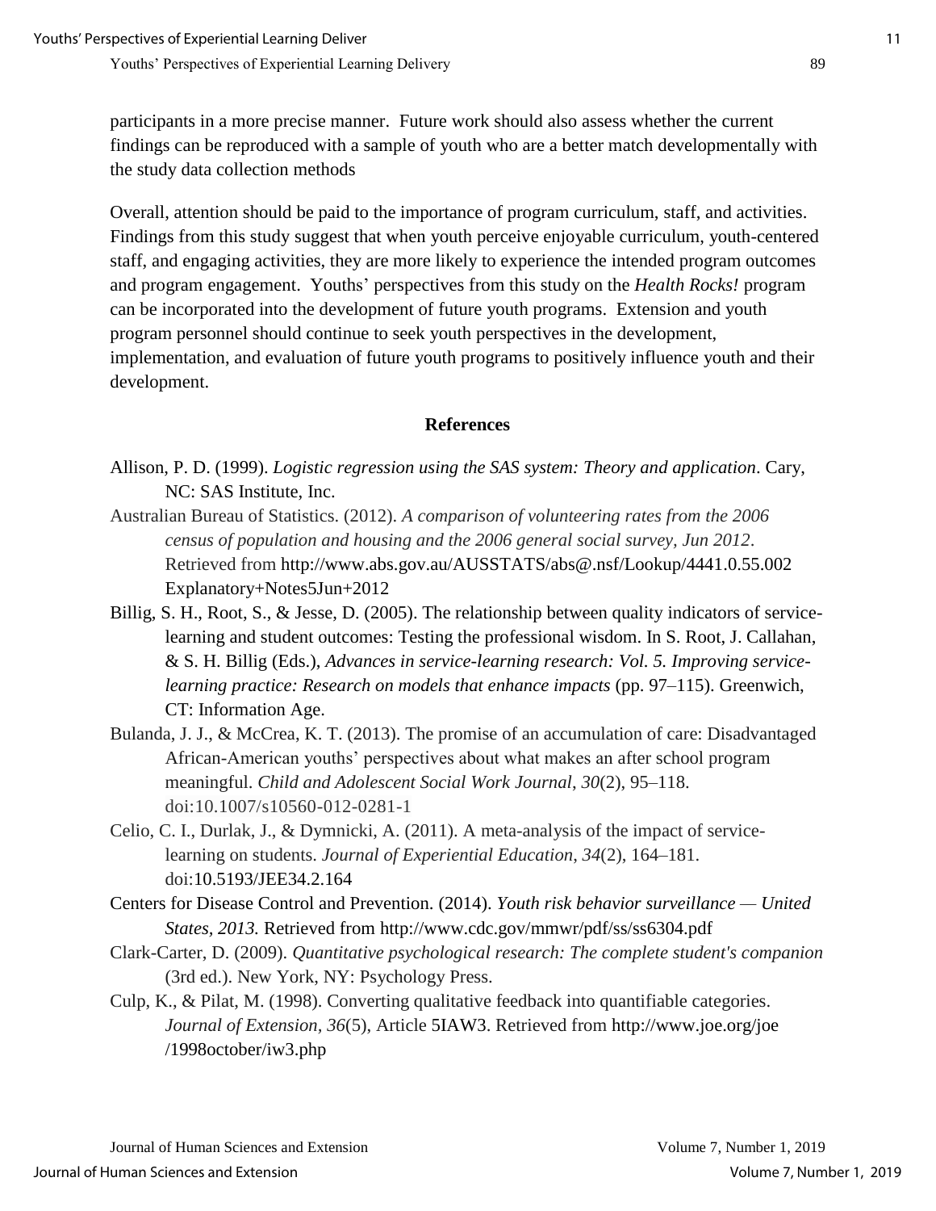participants in a more precise manner. Future work should also assess whether the current findings can be reproduced with a sample of youth who are a better match developmentally with the study data collection methods

Overall, attention should be paid to the importance of program curriculum, staff, and activities. Findings from this study suggest that when youth perceive enjoyable curriculum, youth-centered staff, and engaging activities, they are more likely to experience the intended program outcomes and program engagement. Youths' perspectives from this study on the *Health Rocks!* program can be incorporated into the development of future youth programs. Extension and youth program personnel should continue to seek youth perspectives in the development, implementation, and evaluation of future youth programs to positively influence youth and their development.

## References

Allison, P. D. (1999). *Logistic regression using the SAS system: Theory and application*. Cary, NC: SAS Institute, Inc.

Australian Bureau of Statistics. (2012). *A comparison of volunteering rates from the 2006 census of population and housing and the 2006 general social survey, Jun 2012*. Retrieved from http://www.abs.gov.au/AUSSTATS/abs@.nsf/Lookup/4441.0.55.002 Explanatory+Notes5Jun+2012

Billig, S. H., Root, S., & Jesse, D. (2005). The relationship between quality indicators of service-learning and student outcomes: Testing the professional wisdom. In S. Root, J. Callahan, & S. H. Billig (Eds.), *Advances in service-learning research: Vol. 5. Improving service-learning practice: Research on models that enhance impacts* (pp. 97–115). Greenwich, CT: Information Age.

Bulanda, J. J., & McCrea, K. T. (2013). The promise of an accumulation of care: Disadvantaged African-American youths' perspectives about what makes an after school program meaningful. *Child and Adolescent Social Work Journal*, *30*(2), 95–118. doi:10.1007/s10560-012-0281-1

Celio, C. I., Durlak, J., & Dymnicki, A. (2011). A meta-analysis of the impact of service-learning on students. *Journal of Experiential Education*, *34*(2), 164–181. doi:10.5193/JEE34.2.164

Centers for Disease Control and Prevention. (2014). *Youth risk behavior surveillance — United States, 2013.* Retrieved from http://www.cdc.gov/mmwr/pdf/ss/ss6304.pdf

Clark-Carter, D. (2009). *Quantitative psychological research: The complete student's companion* (3rd ed.). New York, NY: Psychology Press.

Culp, K., & Pilat, M. (1998). Converting qualitative feedback into quantifiable categories. *Journal of Extension*, *36*(5), Article 5IAW3. Retrieved from http://www.joe.org/joe /1998october/iw3.php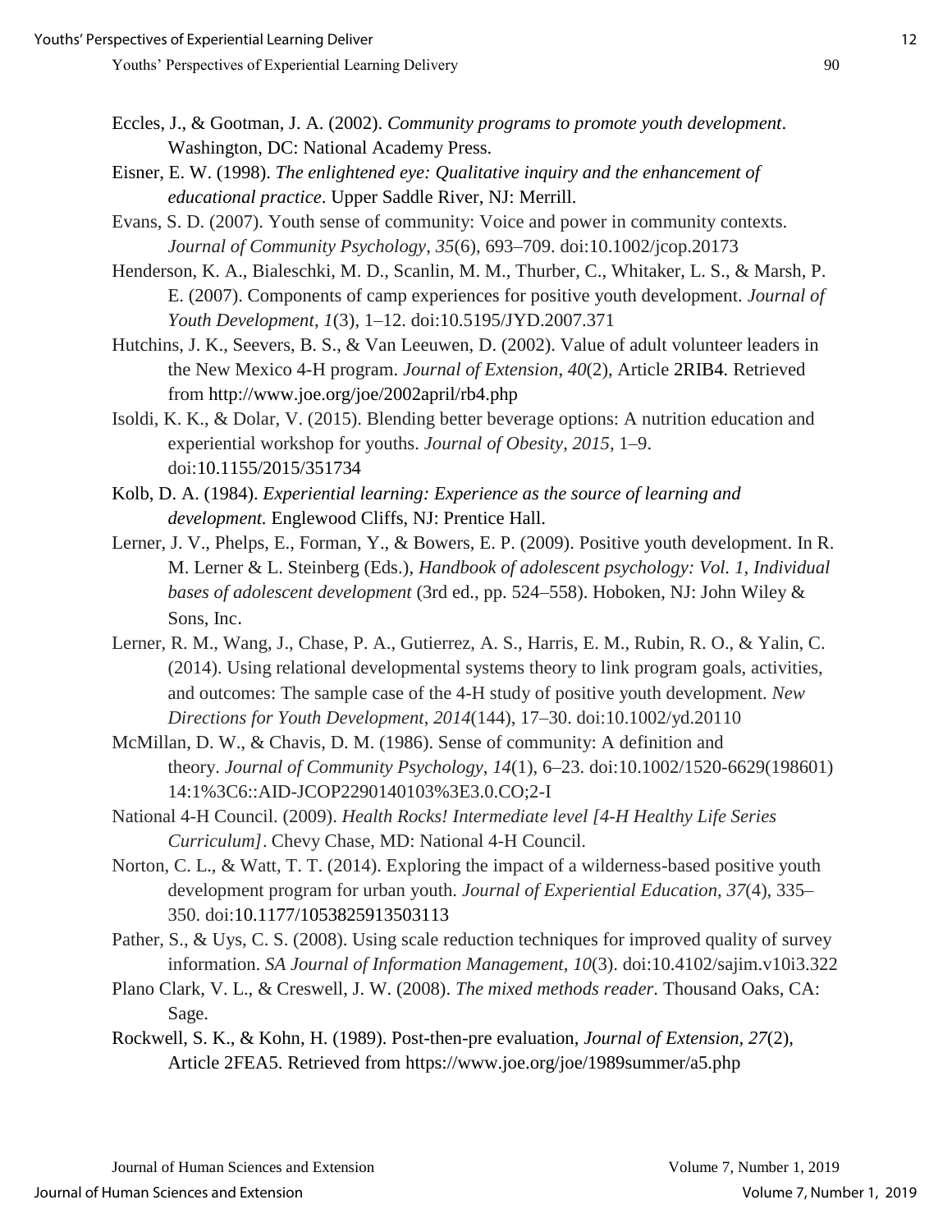Eccles, J., & Gootman, J. A. (2002). *Community programs to promote youth development*. Washington, DC: National Academy Press.

Eisner, E. W. (1998). *The enlightened eye: Qualitative inquiry and the enhancement of educational practice*. Upper Saddle River, NJ: Merrill.

Evans, S. D. (2007). Youth sense of community: Voice and power in community contexts. *Journal of Community Psychology*, *35*(6), 693–709. doi:10.1002/jcop.20173

Henderson, K. A., Bialeschki, M. D., Scanlin, M. M., Thurber, C., Whitaker, L. S., & Marsh, P. E. (2007). Components of camp experiences for positive youth development. *Journal of Youth Development*, *1*(3), 1–12. doi:10.5195/JYD.2007.371

Hutchins, J. K., Seevers, B. S., & Van Leeuwen, D. (2002). Value of adult volunteer leaders in the New Mexico 4-H program. *Journal of Extension*, *40*(2), Article 2RIB4. Retrieved from http://www.joe.org/joe/2002april/rb4.php

Isoldi, K. K., & Dolar, V. (2015). Blending better beverage options: A nutrition education and experiential workshop for youths. *Journal of Obesity*, *2015*, 1–9. doi:10.1155/2015/351734

Kolb, D. A. (1984). *Experiential learning: Experience as the source of learning and development.* Englewood Cliffs, NJ: Prentice Hall.

Lerner, J. V., Phelps, E., Forman, Y., & Bowers, E. P. (2009). Positive youth development. In R. M. Lerner & L. Steinberg (Eds.), *Handbook of adolescent psychology: Vol. 1, Individual bases of adolescent development* (3rd ed., pp. 524–558). Hoboken, NJ: John Wiley & Sons, Inc.

Lerner, R. M., Wang, J., Chase, P. A., Gutierrez, A. S., Harris, E. M., Rubin, R. O., & Yalin, C. (2014). Using relational developmental systems theory to link program goals, activities, and outcomes: The sample case of the 4-H study of positive youth development. *New Directions for Youth Development*, *2014*(144), 17–30. doi:10.1002/yd.20110

McMillan, D. W., & Chavis, D. M. (1986). Sense of community: A definition and theory. *Journal of Community Psychology*, *14*(1), 6–23. doi:10.1002/1520-6629(198601)14:1%3C6::AID-JCOP2290140103%3E3.0.CO;2-I

National 4-H Council. (2009). *Health Rocks! Intermediate level [4-H Healthy Life Series Curriculum]*. Chevy Chase, MD: National 4-H Council.

Norton, C. L., & Watt, T. T. (2014). Exploring the impact of a wilderness-based positive youth development program for urban youth. *Journal of Experiential Education*, *37*(4), 335–350. doi:10.1177/1053825913503113

Pather, S., & Uys, C. S. (2008). Using scale reduction techniques for improved quality of survey information. *SA Journal of Information Management*, *10*(3). doi:10.4102/sajim.v10i3.322

Plano Clark, V. L., & Creswell, J. W. (2008). *The mixed methods reader*. Thousand Oaks, CA: Sage.

Rockwell, S. K., & Kohn, H. (1989). Post-then-pre evaluation, *Journal of Extension, 27*(2), Article 2FEA5. Retrieved from https://www.joe.org/joe/1989summer/a5.php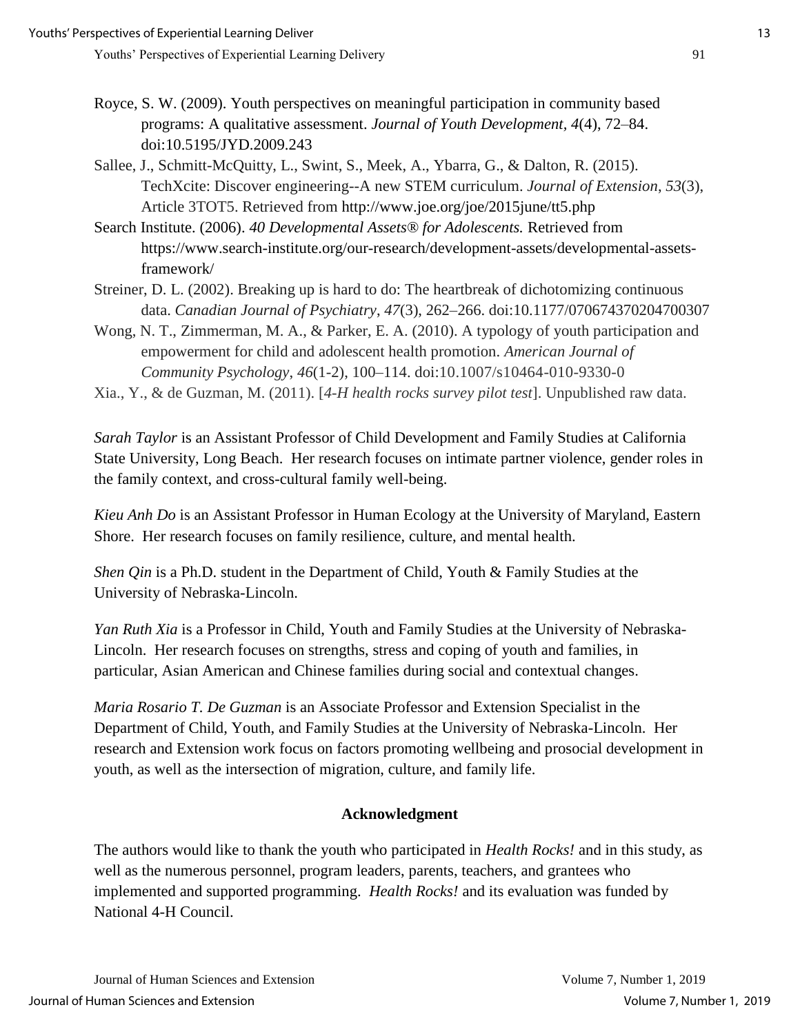Royce, S. W. (2009). Youth perspectives on meaningful participation in community based programs: A qualitative assessment. *Journal of Youth Development, 4*(4), 72–84. doi:10.5195/JYD.2009.243

Sallee, J., Schmitt-McQuitty, L., Swint, S., Meek, A., Ybarra, G., & Dalton, R. (2015). TechXcite: Discover engineering--A new STEM curriculum. *Journal of Extension*, *53*(3), Article 3TOT5. Retrieved from http://www.joe.org/joe/2015june/tt5.php

Search Institute. (2006). *40 Developmental Assets® for Adolescents.* Retrieved from https://www.search-institute.org/our-research/development-assets/developmental-assets-framework/

Streiner, D. L. (2002). Breaking up is hard to do: The heartbreak of dichotomizing continuous data. *Canadian Journal of Psychiatry*, *47*(3), 262–266. doi:10.1177/070674370204700307

Wong, N. T., Zimmerman, M. A., & Parker, E. A. (2010). A typology of youth participation and empowerment for child and adolescent health promotion. *American Journal of Community Psychology*, *46*(1-2), 100–114. doi:10.1007/s10464-010-9330-0

Xia., Y., & de Guzman, M. (2011). [*4-H health rocks survey pilot test*]. Unpublished raw data.

*Sarah Taylor* is an Assistant Professor of Child Development and Family Studies at California State University, Long Beach. Her research focuses on intimate partner violence, gender roles in the family context, and cross-cultural family well-being.

*Kieu Anh Do* is an Assistant Professor in Human Ecology at the University of Maryland, Eastern Shore. Her research focuses on family resilience, culture, and mental health.

*Shen Qin* is a Ph.D. student in the Department of Child, Youth & Family Studies at the University of Nebraska-Lincoln.

*Yan Ruth Xia* is a Professor in Child, Youth and Family Studies at the University of Nebraska-Lincoln. Her research focuses on strengths, stress and coping of youth and families, in particular, Asian American and Chinese families during social and contextual changes.

*Maria Rosario T. De Guzman* is an Associate Professor and Extension Specialist in the Department of Child, Youth, and Family Studies at the University of Nebraska-Lincoln. Her research and Extension work focus on factors promoting wellbeing and prosocial development in youth, as well as the intersection of migration, culture, and family life.

## Acknowledgment

The authors would like to thank the youth who participated in *Health Rocks!* and in this study, as well as the numerous personnel, program leaders, parents, teachers, and grantees who implemented and supported programming. *Health Rocks!* and its evaluation was funded by National 4-H Council.